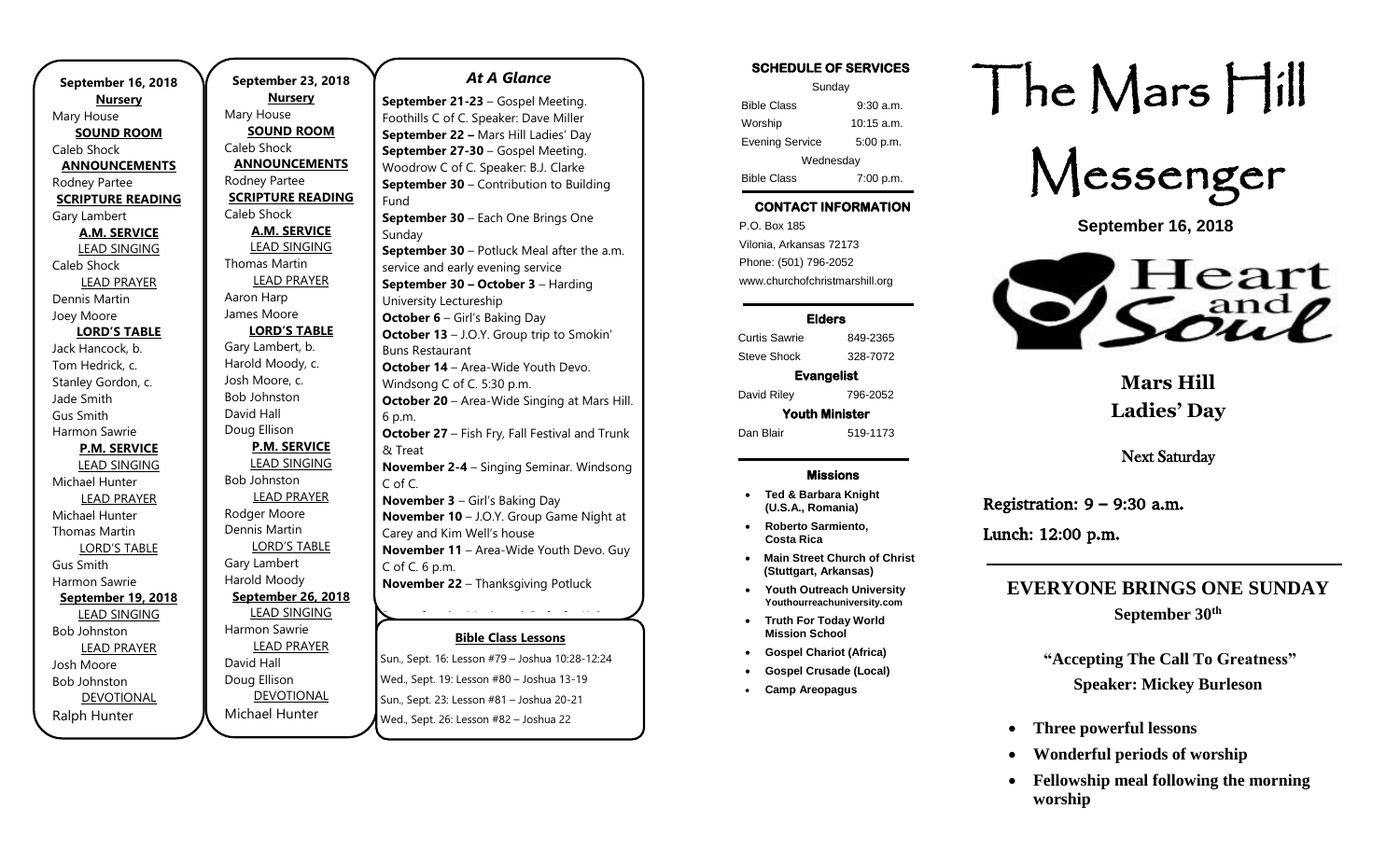**September 16, 2018**

**Nursery**

Mary House

**SOUND ROOM**

Caleb Shock

**ANNOUNCEMENTS**

Rodney Partee

**SCRIPTURE READING**

Gary Lambert

**A.M. SERVICE**

LEAD SINGING

Caleb Shock

LEAD PRAYER

Dennis Martin

Joey Moore

**LORD'S TABLE**

Jack Hancock, b.

Tom Hedrick, c.

Stanley Gordon, c.

Jade Smith

Gus Smith

Harmon Sawrie

**P.M. SERVICE**

LEAD SINGING

Michael Hunter

LEAD PRAYER

Michael Hunter

Thomas Martin

LORD'S TABLE

Gus Smith

Harmon Sawrie

**September 19, 2018**

LEAD SINGING

Bob Johnston

LEAD PRAYER

Josh Moore

Bob Johnston

DEVOTIONAL

Ralph Hunter

**September 23, 2018**

**Nursery**

Mary House

**SOUND ROOM**

Caleb Shock

**ANNOUNCEMENTS**

Rodney Partee

**SCRIPTURE READING**

Caleb Shock

**A.M. SERVICE**

LEAD SINGING

Thomas Martin

LEAD PRAYER

Aaron Harp

James Moore

**LORD'S TABLE**

Gary Lambert, b.

Harold Moody, c.

Josh Moore, c.

Bob Johnston

David Hall

Doug Ellison

**P.M. SERVICE**

LEAD SINGING

Bob Johnston

LEAD PRAYER

Rodger Moore

Dennis Martin

LORD'S TABLE

Gary Lambert

Harold Moody

**September 26, 2018**

LEAD SINGING

Harmon Sawrie

LEAD PRAYER

David Hall

Doug Ellison

DEVOTIONAL

Michael Hunter

## *At A Glance*

**September 21-23** – Gospel Meeting. Foothills C of C. Speaker: Dave Miller
**September 22 –** Mars Hill Ladies' Day
**September 27-30** – Gospel Meeting. Woodrow C of C. Speaker: B.J. Clarke
**September 30** – Contribution to Building Fund
**September 30** – Each One Brings One Sunday
**September 30** – Potluck Meal after the a.m. service and early evening service
**September 30 – October 3** – Harding University Lectureship
**October 6** – Girl's Baking Day
**October 13** – J.O.Y. Group trip to Smokin' Buns Restaurant
**October 14** – Area-Wide Youth Devo. Windsong C of C. 5:30 p.m.
**October 20** – Area-Wide Singing at Mars Hill. 6 p.m.
**October 27** – Fish Fry, Fall Festival and Trunk & Treat
**November 2-4** – Singing Seminar. Windsong C of C.
**November 3** – Girl's Baking Day
**November 10** – J.O.Y. Group Game Night at Carey and Kim Well's house
**November 11** – Area-Wide Youth Devo. Guy C of C. 6 p.m.
**November 22** – Thanksgiving Potluck

**Bible Class Lessons**

Sun., Sept. 16: Lesson #79 – Joshua 10:28-12:24
Wed., Sept. 19: Lesson #80 – Joshua 13-19
Sun., Sept. 23: Lesson #81 – Joshua 20-21
Wed., Sept. 26: Lesson #82 – Joshua 22

**SCHEDULE OF SERVICES**

| Sunday | |
|---|---|
| Bible Class | 9:30 a.m. |
| Worship | 10:15 a.m. |
| Evening Service | 5:00 p.m. |
| Wednesday | |
| Bible Class | 7:00 p.m. |

**CONTACT INFORMATION**

P.O. Box 185
Vilonia, Arkansas 72173
Phone: (501) 796-2052
www.churchofchristmarshill.org

**Elders**

Curtis Sawrie 849-2365
Steve Shock 328-7072

**Evangelist**

David Riley 796-2052

**Youth Minister**

Dan Blair 519-1173

**Missions**

- **Ted & Barbara Knight (U.S.A., Romania)**
- **Roberto Sarmiento, Costa Rica**
- **Main Street Church of Christ (Stuttgart, Arkansas)**
- **Youth Outreach University Youthourreachuniversity.com**
- **Truth For Today World Mission School**
- **Gospel Chariot (Africa)**
- **Gospel Crusade (Local)**
- **Camp Areopagus**

# The Mars Hill Messenger

**September 16, 2018**

Heart and Soul

**Mars Hill Ladies' Day**

Next Saturday

Registration: 9 – 9:30 a.m.

Lunch: 12:00 p.m.

**EVERYONE BRINGS ONE SUNDAY**

**September 30th**

**"Accepting The Call To Greatness"**

**Speaker: Mickey Burleson**

- **Three powerful lessons**
- **Wonderful periods of worship**
- **Fellowship meal following the morning worship**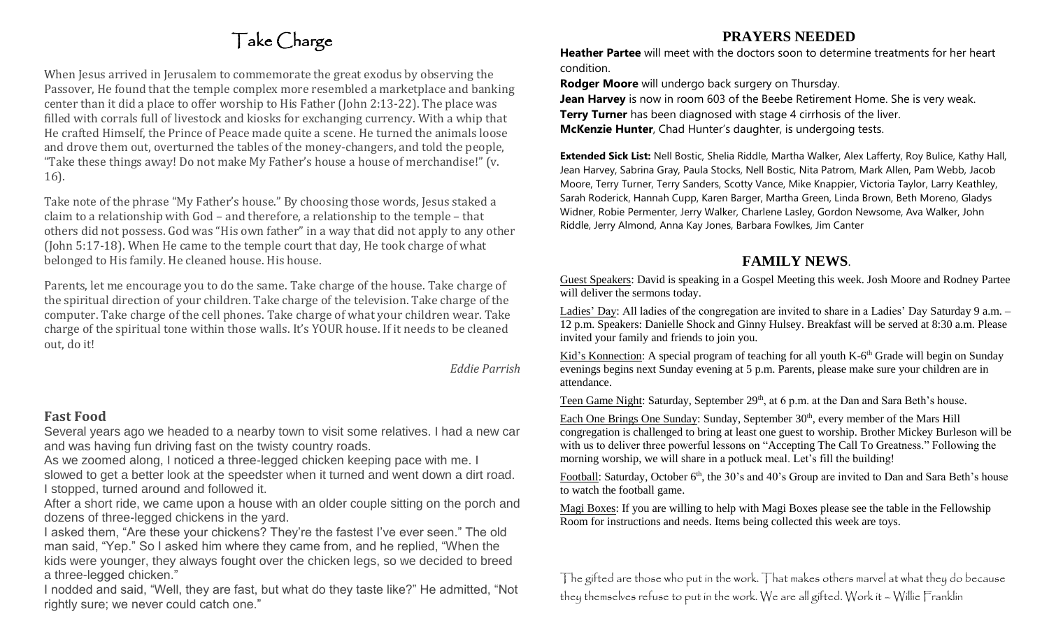# Take Charge

When Jesus arrived in Jerusalem to commemorate the great exodus by observing the Passover, He found that the temple complex more resembled a marketplace and banking center than it did a place to offer worship to His Father (John 2:13-22). The place was filled with corrals full of livestock and kiosks for exchanging currency. With a whip that He crafted Himself, the Prince of Peace made quite a scene. He turned the animals loose and drove them out, overturned the tables of the money-changers, and told the people, "Take these things away! Do not make My Father's house a house of merchandise!" (v. 16).

Take note of the phrase "My Father's house." By choosing those words, Jesus staked a claim to a relationship with God – and therefore, a relationship to the temple – that others did not possess. God was "His own father" in a way that did not apply to any other (John 5:17-18). When He came to the temple court that day, He took charge of what belonged to His family. He cleaned house. His house.

Parents, let me encourage you to do the same. Take charge of the house. Take charge of the spiritual direction of your children. Take charge of the television. Take charge of the computer. Take charge of the cell phones. Take charge of what your children wear. Take charge of the spiritual tone within those walls. It's YOUR house. If it needs to be cleaned out, do it!

*Eddie Parrish*

## Fast Food

Several years ago we headed to a nearby town to visit some relatives. I had a new car and was having fun driving fast on the twisty country roads.

As we zoomed along, I noticed a three-legged chicken keeping pace with me. I slowed to get a better look at the speedster when it turned and went down a dirt road. I stopped, turned around and followed it.

After a short ride, we came upon a house with an older couple sitting on the porch and dozens of three-legged chickens in the yard.

I asked them, "Are these your chickens? They're the fastest I've ever seen." The old man said, "Yep." So I asked him where they came from, and he replied, "When the kids were younger, they always fought over the chicken legs, so we decided to breed a three-legged chicken."

I nodded and said, "Well, they are fast, but what do they taste like?" He admitted, "Not rightly sure; we never could catch one."

## PRAYERS NEEDED

**Heather Partee** will meet with the doctors soon to determine treatments for her heart condition.

**Rodger Moore** will undergo back surgery on Thursday.

**Jean Harvey** is now in room 603 of the Beebe Retirement Home. She is very weak.

**Terry Turner** has been diagnosed with stage 4 cirrhosis of the liver.

**McKenzie Hunter**, Chad Hunter's daughter, is undergoing tests.

**Extended Sick List:** Nell Bostic, Shelia Riddle, Martha Walker, Alex Lafferty, Roy Bulice, Kathy Hall, Jean Harvey, Sabrina Gray, Paula Stocks, Nell Bostic, Nita Patrom, Mark Allen, Pam Webb, Jacob Moore, Terry Turner, Terry Sanders, Scotty Vance, Mike Knappier, Victoria Taylor, Larry Keathley, Sarah Roderick, Hannah Cupp, Karen Barger, Martha Green, Linda Brown, Beth Moreno, Gladys Widner, Robie Permenter, Jerry Walker, Charlene Lasley, Gordon Newsome, Ava Walker, John Riddle, Jerry Almond, Anna Kay Jones, Barbara Fowlkes, Jim Canter

## FAMILY NEWS.

Guest Speakers: David is speaking in a Gospel Meeting this week. Josh Moore and Rodney Partee will deliver the sermons today.

Ladies' Day: All ladies of the congregation are invited to share in a Ladies' Day Saturday 9 a.m. – 12 p.m. Speakers: Danielle Shock and Ginny Hulsey. Breakfast will be served at 8:30 a.m. Please invited your family and friends to join you.

Kid's Konnection: A special program of teaching for all youth K-6th Grade will begin on Sunday evenings begins next Sunday evening at 5 p.m. Parents, please make sure your children are in attendance.

Teen Game Night: Saturday, September 29th, at 6 p.m. at the Dan and Sara Beth's house.

Each One Brings One Sunday: Sunday, September 30th, every member of the Mars Hill congregation is challenged to bring at least one guest to worship. Brother Mickey Burleson will be with us to deliver three powerful lessons on "Accepting The Call To Greatness." Following the morning worship, we will share in a potluck meal. Let's fill the building!

Football: Saturday, October 6th, the 30's and 40's Group are invited to Dan and Sara Beth's house to watch the football game.

Magi Boxes: If you are willing to help with Magi Boxes please see the table in the Fellowship Room for instructions and needs. Items being collected this week are toys.

The gifted are those who put in the work. That makes others marvel at what they do because they themselves refuse to put in the work. We are all gifted. Work it – Willie Franklin